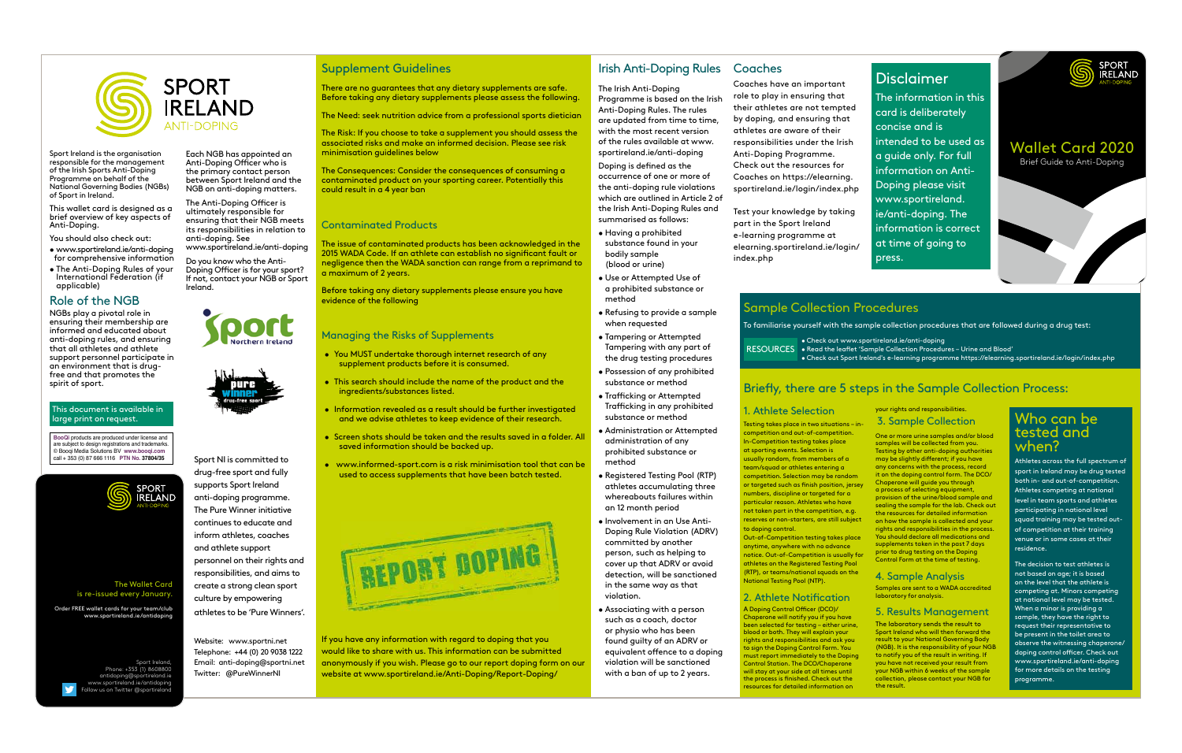# SPORT IRELAND ANTI-DOPING

Sport Ireland is the organisation responsible for the management of the Irish Sports Anti-Doping Programme on behalf of the National Governing Bodies (NGBs) of Sport in Ireland.

This wallet card is designed as a brief overview of key aspects of Anti-Doping.

You should also check out:

- www.sportireland.ie/anti-doping for comprehensive information
- The Anti-Doping Rules of your International Federation (if applicable)

## Role of the NGB

NGBs play a pivotal role in ensuring their membership are informed and educated about anti-doping rules, and ensuring that all athletes and athlete support personnel participate in an environment that is drug-free and that promotes the spirit of sport.

Each NGB has appointed an Anti-Doping Officer who is the primary contact person between Sport Ireland and the NGB on anti-doping matters.

The Anti-Doping Officer is ultimately responsible for ensuring that their NGB meets its responsibilities in relation to anti-doping. See www.sportireland.ie/anti-doping

Do you know who the Anti-Doping Officer is for your sport? If not, contact your NGB or Sport Ireland.

This document is available in large print on request.

BooQi products are produced under license and are subject to design registrations and trademarks. © Booqi Media Solutions BV www.booqi.com call + 353 (0) 87 666 1116 PTN No. 37804/35

Sport Northern Ireland

pure winner drug-free sport

Sport NI is committed to drug-free sport and fully supports Sport Ireland anti-doping programme. The Pure Winner initiative continues to educate and inform athletes, coaches and athlete support personnel on their rights and responsibilities, and aims to create a strong clean sport culture by empowering athletes to be 'Pure Winners'.

Website: www.sportni.net
Telephone: +44 (0) 20 9038 1222
Email: anti-doping@sportni.net
Twitter: @PureWinnerNI

SPORT IRELAND ANTI-DOPING

The Wallet Card is re-issued every January.

Order FREE wallet cards for your team/club www.sportireland.ie/antidoping

Sport Ireland,
Phone: +353 (1) 8608800
antidoping@sportireland.ie
www.sportireland.ie/antidoping
Follow us on Twitter @sportireland

## Supplement Guidelines

There are no guarantees that any dietary supplements are safe. Before taking any dietary supplements please assess the following.

The Need: seek nutrition advice from a professional sports dietician

The Risk: If you choose to take a supplement you should assess the associated risks and make an informed decision. Please see risk minimisation guidelines below

The Consequences: Consider the consequences of consuming a contaminated product on your sporting career. Potentially this could result in a 4 year ban

## Contaminated Products

The issue of contaminated products has been acknowledged in the 2015 WADA Code. If an athlete can establish no significant fault or negligence then the WADA sanction can range from a reprimand to a maximum of 2 years.

Before taking any dietary supplements please ensure you have evidence of the following

## Managing the Risks of Supplements

- You MUST undertake thorough internet research of any supplement products before it is consumed.
- This search should include the name of the product and the ingredients/substances listed.
- Information revealed as a result should be further investigated and we advise athletes to keep evidence of their research.
- Screen shots should be taken and the results saved in a folder. All saved information should be backed up.
- www.informed-sport.com is a risk minimisation tool that can be used to access supplements that have been batch tested.

REPORT DOPING

If you have any information with regard to doping that you would like to share with us. This information can be submitted anonymously if you wish. Please go to our report doping form on our website at www.sportireland.ie/Anti-Doping/Report-Doping/

## Irish Anti-Doping Rules

The Irish Anti-Doping Programme is based on the Irish Anti-Doping Rules. The rules are updated from time to time, with the most recent version of the rules available at www.sportireland.ie/anti-doping

Doping is defined as the occurrence of one or more of the anti-doping rule violations which are outlined in Article 2 of the Irish Anti-Doping Rules and summarised as follows:

- Having a prohibited substance found in your bodily sample (blood or urine)
- Use or Attempted Use of a prohibited substance or method
- Refusing to provide a sample when requested
- Tampering or Attempted Tampering with any part of the drug testing procedures
- Possession of any prohibited substance or method
- Trafficking or Attempted Trafficking in any prohibited substance or method
- Administration or Attempted administration of any prohibited substance or method
- Registered Testing Pool (RTP) athletes accumulating three whereabouts failures within an 12 month period
- Involvement in an Use Anti-Doping Rule Violation (ADRV) committed by another person, such as helping to cover up that ADRV or avoid detection, will be sanctioned in the same way as that violation.
- Associating with a person such as a coach, doctor or physio who has been found guilty of an ADRV or equivalent offence to a doping violation will be sanctioned with a ban of up to 2 years.

## Coaches

Coaches have an important role to play in ensuring that their athletes are not tempted by doping, and ensuring that athletes are aware of their responsibilities under the Irish Anti-Doping Programme. Check out the resources for Coaches on https://elearning.sportireland.ie/login/index.php

Test your knowledge by taking part in the Sport Ireland e-learning programme at elearning.sportireland.ie/login/index.php

## Disclaimer

The information in this card is deliberately concise and is intended to be used as a guide only. For full information on Anti-Doping please visit www.sportireland.ie/anti-doping. The information is correct at time of going to press.

# SPORT IRELAND ANTI-DOPING

## Wallet Card 2020

Brief Guide to Anti-Doping

## Sample Collection Procedures

To familiarise yourself with the sample collection procedures that are followed during a drug test:

RESOURCES

- Check out www.sportireland.ie/anti-doping
- Read the leaflet 'Sample Collection Procedures – Urine and Blood'
- Check out Sport Ireland's e-learning programme https://elearning.sportireland.ie/login/index.php

## Briefly, there are 5 steps in the Sample Collection Process:

### 1. Athlete Selection

Testing takes place in two situations – in-competition and out-of-competition. In-Competition testing takes place at sporting events. Selection is usually random, from members of a team/squad or athletes entering a competition. Selection may be random or targeted such as finish position, jersey numbers, discipline or targeted for a particular reason. Athletes who have not taken part in the competition, e.g. reserves or non-starters, are still subject to doping control. Out-of-Competition testing takes place anytime, anywhere with no advance notice. Out-of-Competition is usually for athletes on the Registered Testing Pool (RTP), or teams/national squads on the National Testing Pool (NTP).

### 2. Athlete Notification

A Doping Control Officer (DCO)/ Chaperone will notify you if you have been selected for testing – either urine, blood or both. They will explain your rights and responsibilities and ask you to sign the Doping Control Form. You must report immediately to the Doping Control Station. The DCO/Chaperone will stay at your side at all times until the process is finished. Check out the resources for detailed information on your rights and responsibilities.

### 3. Sample Collection

One or more urine samples and/or blood samples will be collected from you. Testing by other anti-doping authorities may be slightly different; if you have any concerns with the process, record it on the doping control form. The DCO/ Chaperone will guide you through a process of selecting equipment, provision of the urine/blood sample and sealing the sample for the lab. Check out the resources for detailed information on how the sample is collected and your rights and responsibilities in the process. You should declare all medications and supplements taken in the past 7 days prior to drug testing on the Doping Control Form at the time of testing.

### 4. Sample Analysis

Samples are sent to a WADA accredited laboratory for analysis.

### 5. Results Management

The laboratory sends the result to Sport Ireland who will then forward the result to your National Governing Body (NGB). It is the responsibility of your NGB to notify you of the result in writing. If you have not received your result from your NGB within 6 weeks of the sample collection, please contact your NGB for the result.

## Who can be tested and when?

Athletes across the full spectrum of sport in Ireland may be drug tested both in- and out-of-competition. Athletes competing at national level in team sports and athletes participating in national level squad training may be tested out-of competition at their training venue or in some cases at their residence.

The decision to test athletes is not based on age; it is based on the level that the athlete is competing at. Minors competing at national level may be tested. When a minor is providing a sample, they have the right to request their representative to be present in the toilet area to observe the witnessing chaperone/ doping control officer. Check out www.sportireland.ie/anti-doping for more details on the testing programme.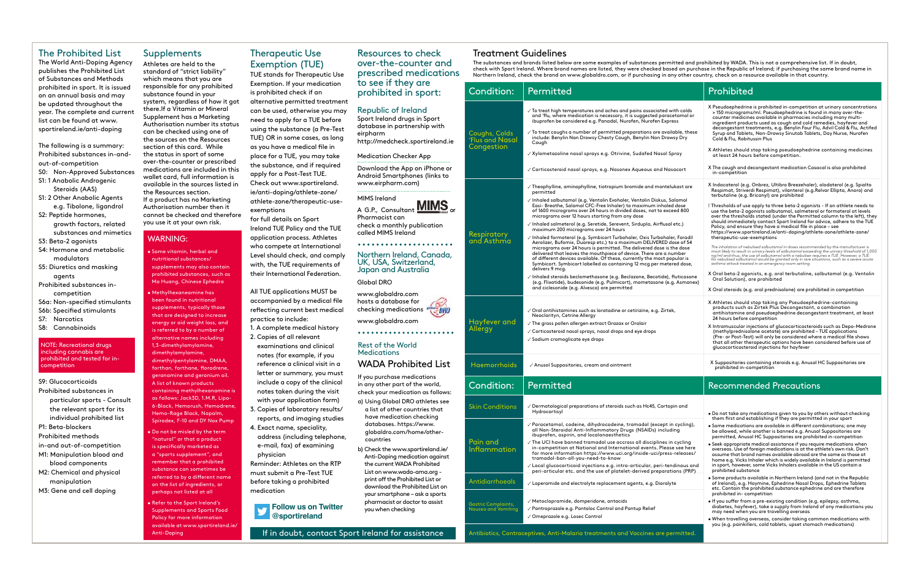## The Prohibited List

The World Anti-Doping Agency publishes the Prohibited List of Substances and Methods prohibited in sport. It is issued on an annual basis and may be updated throughout the year. The complete and current list can be found at www.sportireland.ie/anti-doping

The following is a summary:

Prohibited substances in-and-out-of-competition

- S0: Non-Approved Substances
- S1: 1 Anabolic Androgenic Steroids (AAS)
- S1: 2 Other Anabolic Agents e.g. Tibolone, ligandrol
- S2: Peptide hormones, growth factors, related substances and mimetics
- S3: Beta-2 agonists
- S4: Hormone and metabolic modulators
- S5: Diuretics and masking agents

Prohibited substances in-competition

- S6a: Non-specified stimulants
- S6b: Specified stimulants
- S7: Narcotics
- S8: Cannabinoids

NOTE: Recreational drugs including cannabis are prohibited and tested for in-competition

- S9: Glucocorticoids

Prohibited substances in particular sports - Consult the relevant sport for its individual prohibited list

- P1: Beta-blockers

Prohibited methods in-and out-of-competition

- M1: Manipulation blood and blood components
- M2: Chemical and physical manipulation
- M3: Gene and cell doping

## Supplements

Athletes are held to the standard of "strict liability" which means that you are responsible for any prohibited substance found in your system, regardless of how it got there.If a Vitamin or Mineral Supplement has a Marketing Authorisation number its status can be checked using one of the sources on the Resources section of this card. While the status in sport of some over-the-counter or prescribed medications are included in this wallet card, full information is available in the sources listed in the Resources section.

If a product has no Marketing Authorisation number then it cannot be checked and therefore you use it at your own risk.

### WARNING:

- Some vitamin, herbal and nutritional substances/ supplements may also contain prohibited substances, such as Ma Huang, Chinese Ephedra
- Methylhexaneamine has been found in nutritional supplements, typically those that are designed to increase energy or aid weight loss, and is referred to by a number of alternative names including 1,3-dimethylamylamine, dimethylamylamine, dimethylpentylamine, DMAA, forthan, forthane, floradrene, geranamine and geranium oil. A list of known products containing methylhexanamine is as follows: Jack3D, 1.M.R, Lipo-6-Black, Hemorush, Hemodrene, Hemo-Rage Black, Napalm, Spirodex, F-10 and DY Nox Pump
- Do not be misled by the term "natural" or that a product is specifically marketed as a "sports supplement", and remember that a prohibited substance can sometimes be referred to by a different name on the list of ingredients, or perhaps not listed at all
- Refer to the Sport Ireland's Supplements and Sports Food Policy for more information available at www.sportireland.ie/Anti-Doping

## Therapeutic Use Exemption (TUE)

TUE stands for Therapeutic Use Exemption. If your medication is prohibited check if an alternative permitted treatment can be used, otherwise you may need to apply for a TUE before using the substance (a Pre-Test TUE) OR in some cases, as long as you have a medical file in place for a TUE, you may take the substance, and if required apply for a Post-Test TUE. Check out www.sportireland.ie/anti-doping/athlete-zone/athlete-zone/therapeutic-use-exemptions for full details on Sport Ireland TUE Policy and the TUE application process. Athletes who compete at International Level should check, and comply with, the TUE requirements of their International Federation.

All TUE applications MUST be accompanied by a medical file reflecting current best medical practice to include:

1. A complete medical history
2. Copies of all relevant examinations and clinical notes (for example, if you reference a clinical visit in a letter or summary, you must include a copy of the clinical notes taken during the visit with your application form)
3. Copies of laboratory results/ reports, and imaging studies
4. Exact name, speciality, address (including telephone, e-mail, fax) of examining physician

Reminder: Athletes on the RTP must submit a Pre-Test TUE before taking a prohibited medication

Follow us on Twitter @sportireland

If in doubt, contact Sport Ireland for assistance

## Resources to check over-the-counter and prescribed medications to see if they are prohibited in sport:

### Republic of Ireland

Sport Ireland drugs in Sport database in partnership with eirpharm http://medcheck.sportireland.ie

Medication Checker App

Download the App on iPhone or Android Smartphones (links to www.eirpharm.com)

MIMS Ireland

A G.P., Consultant or Pharmacist can check a monthly publication called MIMS Ireland

### Northern Ireland, Canada, UK, USA, Switzerland, Japan and Australia

Global DRO

www.globaldro.com hosts a database for checking medications

www.globaldro.com

### Rest of the World Medications

## WADA Prohibited List

If you purchase medications in any other part of the world, check your medication as follows:

a) Using Global DRO athletes see a list of other countries that have medication checking databases. https://www.globaldro.com/home/other-countries

b) Check the www.sportireland.ie/Anti-Doping medication against the current WADA Prohibited List on www.wada-ama.org - print off the Prohibited List or download the Prohibited List on your smartphone – ask a sports pharmacist or doctor to assist you when checking

## Treatment Guidelines

The substances and brands listed below are some examples of substances permitted and prohibited by WADA. This is not a comprehensive list. If in doubt, check with Sport Ireland. Where brand names are listed, they were checked based on purchase in the Republic of Ireland; if purchasing the same brand name in Northern Ireland, check the brand on www.globaldro.com, or if purchasing in any other country, check on a resource available in that country.

| Condition: | Permitted | Prohibited |
|---|---|---|
| Coughs, Colds 'Flus and Nasal Congestion | ✓ To treat high temperatures and aches and pains associated with colds and 'flu, where medication is necessary, it is suggested paracetamol or ibuprofen be considered e.g. Panadol, Nurofen, Nurofen Express<br>✓ To treat coughs a number of permitted preparations are available, these include: Benylin Non Drowsy Chesty Cough, Benylin Non Drowsy Dry Cough<br>✓ Xylometazoline nasal sprays e.g. Otrivine, Sudafed Nasal Spray<br>✓ Corticosteroid nasal sprays, e.g. Nasonex Aqueous and Nasacort | X Pseudoephedrine is prohibited in-competition at urinary concentrations > 150 micrograms/ml. Pseudoephedrine is found in many over-the-counter medicines available in pharmacies including many multi-ingredient products used as cough and cold remedies, hayfever and decongestant treatments, e.g. Benylin Four Flu, Advil Cold & Flu, Actifed Syrup and Tablets, Non-Drowsy Sinutab Tablets, Day Nurse, Nurofen Cold & Flu, Robitussin Plus<br>X Athletes should stop taking pseudoephedrine containing medicines at least 24 hours before competition.<br>X The cough and decongestant medication Casacol is also prohibited in-competition |
| Respiratory and Asthma | ✓ Theophylline, aminophylline, tiotropium bromide and montelukast are permitted<br>✓ Inhaled salbutamol (e.g. Ventolin Evohaler, Ventolin Diskus, Salamol Easi- Breathe, Salamol CFC-Free Inhaler) to maximum inhaled dose of 1600 micrograms over 24 hours in divided doses, not to exceed 800 micrograms over 12 hours starting from any dose<br>✓ Inhaled salmeterol (e.g. Seretide, Serevent, Sirdupla, Airflusal etc.) maximum 200 micrograms over 24 hours<br>✓ Inhaled formoterol (e.g. Symbicort Turbohaler, Oxis Turbohaler, Foradil Aerolizer, Bufomix, Duoresp etc.) to a maximum DELIVERED dose of 54 micrograms over 24 hours is permitted. The delivered dose is the dose delivered that leaves the mouthpiece of device. There are a number of different devices available. Of these, currently the most popular is Symbicort. Symbicort labelled as containing 12 mcg per metered dose, delivers 9 mcg.<br>✓ Inhaled steroids beclomethasone (e.g. Beclazone, Becotide), fluticasone (e.g. Flixotide), budesonide (e.g. Pulmicort), mometasone (e.g. Asmanex) and ciclesonide (e.g. Alvesco) are permitted | X Indacaterol (e.g. Onbrez, Ultibro Breezehaler), olodaterol (e.g. Spiolto Respimat, Striverdi Respimat), vilanterol (e.g.Relvar Ellipta, Anoro) and terbutaline (e.g. Bricanyl) are prohibited<br>! Thresholds of use apply to three beta-2 agonists - If an athlete needs to use the beta-2 agonists salbutamol, salmeterol or formoterol at levels over the thresholds stated (under the Permitted column to the left), they should immediately contact Sport Ireland for advice, adhere to the TUE Policy, and ensure they have a medical file in place – see https://www.sportireland.ie/anti-doping/athlete-zone/athlete-zone/therapeutic-use-exemptions<br>*The inhalation of nebulised salbutamol in doses recommended by the manufacturer is most likely to result in urinary levels of salbutamol exceeding the urinary threshold of 1,000 ng/ml and thus, the use of salbutamol with a nebuliser requires a TUE. However, a TUE for nebulised salbutamol would be granted only in rare situations, such as a severe acute asthma attack treated in an emergency room setting.*<br>X Oral beta-2 agonists, e.g. oral terbutaline, salbutamol (e.g. Ventolin Oral Solution), are prohibited<br>X Oral steroids (e.g. oral prednisolone) are prohibited in competition |
| Hayfever and Allergy | ✓ Oral antihistamines such as loratadine or cetirizine, e.g. Zirtek, Neoclarityn, Cetrine Allergy<br>✓ The grass pollen allergen extract Grazax or Oralair<br>✓ Corticosteroid nasal sprays, nasal drops and eye drops<br>✓ Sodium cromoglicate eye drops | X Athletes should stop taking Pseudoephedrine-containing products such as Zirtek Plus Decongestant, a combination antihistamine and pseudoephedrine decongestant treatment, at least 24 hours before competition<br>X Intramuscular injections of glucocorticosteroids such as Depo-Medrone (methylprednisolone acetate) are prohibited - TUE applications (Pre- or Post-Test) will only be considered where a medical file shows that all other therapeutic options have been considered before use of glucocorticosteroid injections for hayfever |
| Haemorrhoids | ✓ Anusol Suppositories, cream and ointment | X Suppositories containing steroids e.g. Anusol HC Suppositories are prohibited in-competition |

| Condition: | Permitted | Recommended Precautions |
|---|---|---|
| Skin Conditions | ✓ Dermatological preparations of steroids such as Hc45, Cortopin and Hydrocortisyl | • Do not take any medications given to you by others without checking them first and establishing if they are permitted in your sport<br>• Some medications are available in different combinations; one may be allowed, while another is banned e.g. Anusol Suppositories are permitted, Anusol HC Suppositories are prohibited in-competition<br>• Seek appropriate medical assistance if you require medications when overseas. Use of foreign medications is at the athlete's own risk. Don't assume that brand names available abroad are the same as those at home e.g. Vicks Inhaler which is widely available in Ireland is permitted in sport, however, some Vicks Inhalers available in the US contain a prohibited substance<br>• Some products available in Northern Ireland (and not in the Republic of Ireland), e.g. Haymine, Ephedrine Nasal Drops, Ephedrine Tablets etc. Contain the prohibited substance ephedrine and are therefore prohibited in- competition<br>• If you suffer from a pre-existing condition (e.g. epilepsy, asthma, diabetes, hayfever), take a supply from Ireland of any medications you may need when you are travelling overseas<br>• When travelling overseas, consider taking common medications with you (e.g. painkillers, cold tablets, upset stomach medications) |
| Pain and Inflammation | ✓ Paracetamol, codeine, dihydrocodeine, tramadol (except in cycling), all Non-Steroidal Anti-Inflammatory Drugs (NSAIDs) including ibuprofen, aspirin, and localanaesthetics<br>✓ The UCI have banned tramadol use accross all disciplines in cycling in-competition at National and International events. Please see here for more information https://www.uci.org/inside-uci/press-releases/tramadol-ban-all-you-need-to-know<br>✓ Local glucocorticoid injections e.g. intra-articular, peri-tendinous and peri-articular etc. and the use of platelet-derived preparations (PRP) | |
| Antidiarrhoeals | ✓ Loperamide and electrolyte replacement agents, e.g. Dioralyte | |
| Gastric Complaints, Nausea and Vomiting | ✓ Metoclopramide, domperidone, antacids<br>✓ Pantroprazole e.g. Pantoloc Control and Pantup Relief<br>✓ Omeprazole e.g. Losec Control | |

Antibiotics, Contraceptives, Anti-Malaria treatments and Vaccines are permitted.